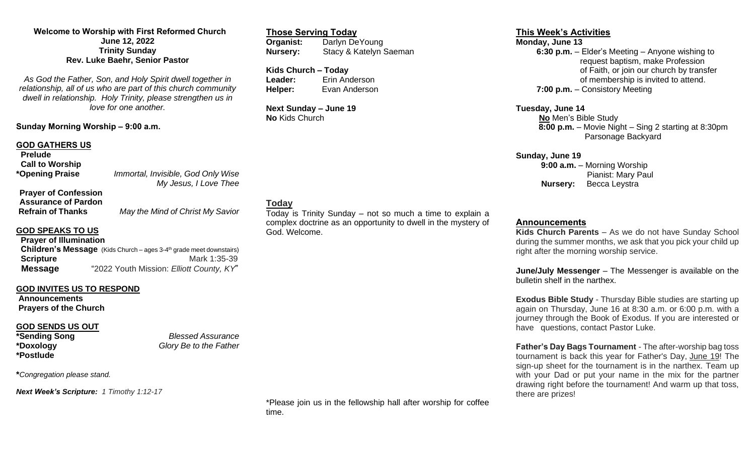**Welcome to Worship with First Reformed Church**
**June 12, 2022**
**Trinity Sunday**
**Rev. Luke Baehr, Senior Pastor**

*As God the Father, Son, and Holy Spirit dwell together in relationship, all of us who are part of this church community dwell in relationship. Holy Trinity, please strengthen us in love for one another.*

**Sunday Morning Worship – 9:00 a.m.**

## GOD GATHERS US

**Prelude**
**Call to Worship**
**\*Opening Praise** — *Immortal, Invisible, God Only Wise*; *My Jesus, I Love Thee*
**Prayer of Confession**
**Assurance of Pardon**
**Refrain of Thanks** — *May the Mind of Christ My Savior*

## GOD SPEAKS TO US

**Prayer of Illumination**
**Children's Message** (Kids Church – ages 3-4th grade meet downstairs)
**Scripture** — Mark 1:35-39
**Message** — "2022 Youth Mission: *Elliott County, KY*"

## GOD INVITES US TO RESPOND

**Announcements**
**Prayers of the Church**

## GOD SENDS US OUT

**\*Sending Song** — *Blessed Assurance*
**\*Doxology** — *Glory Be to the Father*
**\*Postlude**

**\****Congregation please stand.*

***Next Week's Scripture:*** *1 Timothy 1:12-17*

## Those Serving Today

**Organist:** Darlyn DeYoung
**Nursery:** Stacy & Katelyn Saeman

**Kids Church – Today**
**Leader:** Erin Anderson
**Helper:** Evan Anderson

**Next Sunday – June 19**
**No** Kids Church

## Today

Today is Trinity Sunday – not so much a time to explain a complex doctrine as an opportunity to dwell in the mystery of God. Welcome.

\*Please join us in the fellowship hall after worship for coffee time.

## This Week's Activities

**Monday, June 13**
**6:30 p.m.** – Elder's Meeting – Anyone wishing to request baptism, make Profession of Faith, or join our church by transfer of membership is invited to attend.
**7:00 p.m.** – Consistory Meeting

**Tuesday, June 14**
**No** Men's Bible Study
**8:00 p.m.** – Movie Night – Sing 2 starting at 8:30pm Parsonage Backyard

**Sunday, June 19**
**9:00 a.m.** – Morning Worship
Pianist: Mary Paul
**Nursery:** Becca Leystra

## Announcements

**Kids Church Parents** – As we do not have Sunday School during the summer months, we ask that you pick your child up right after the morning worship service.

**June/July Messenger** – The Messenger is available on the bulletin shelf in the narthex.

**Exodus Bible Study** - Thursday Bible studies are starting up again on Thursday, June 16 at 8:30 a.m. or 6:00 p.m. with a journey through the Book of Exodus. If you are interested or have questions, contact Pastor Luke.

**Father's Day Bags Tournament** - The after-worship bag toss tournament is back this year for Father's Day, June 19! The sign-up sheet for the tournament is in the narthex. Team up with your Dad or put your name in the mix for the partner drawing right before the tournament! And warm up that toss, there are prizes!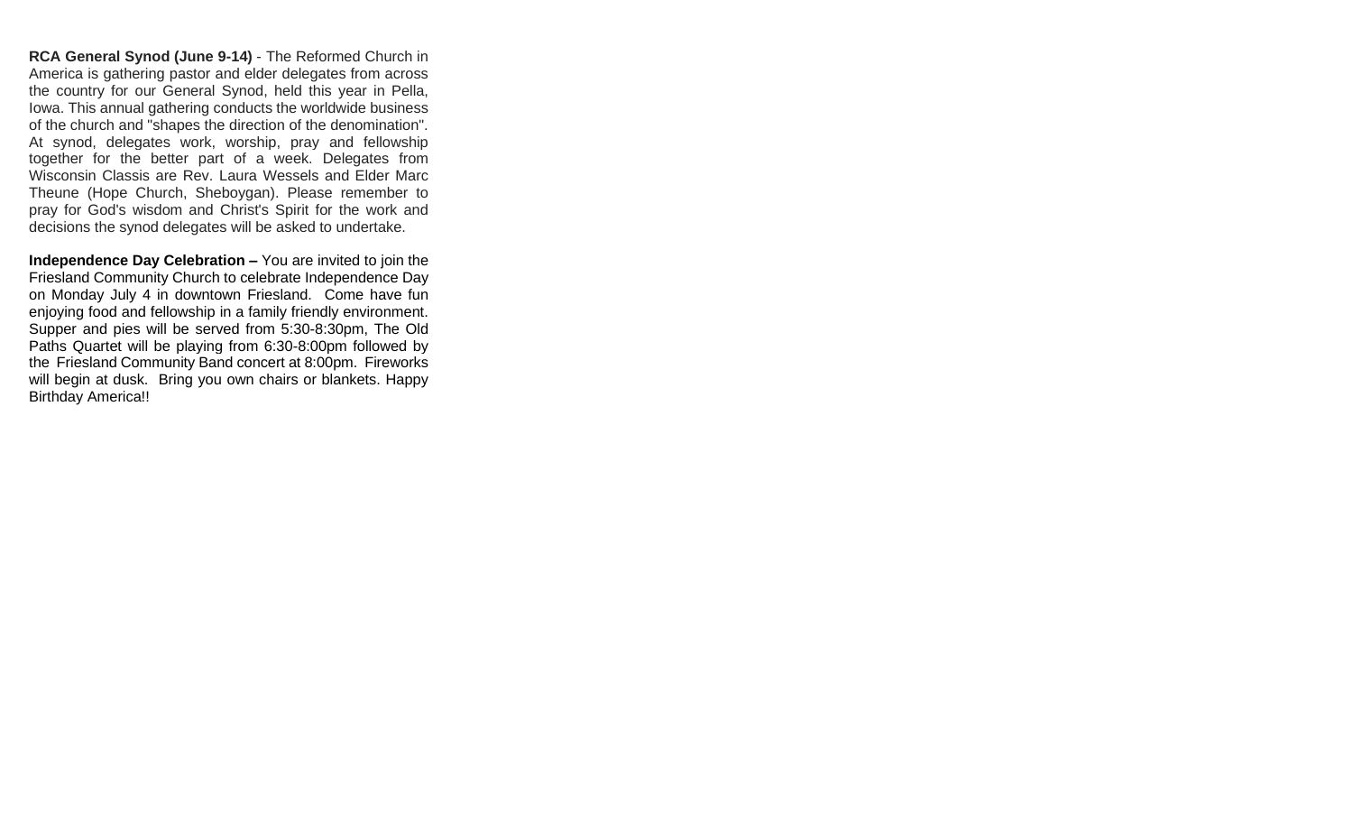**RCA General Synod (June 9-14)** - The Reformed Church in America is gathering pastor and elder delegates from across the country for our General Synod, held this year in Pella, Iowa. This annual gathering conducts the worldwide business of the church and "shapes the direction of the denomination". At synod, delegates work, worship, pray and fellowship together for the better part of a week. Delegates from Wisconsin Classis are Rev. Laura Wessels and Elder Marc Theune (Hope Church, Sheboygan). Please remember to pray for God's wisdom and Christ's Spirit for the work and decisions the synod delegates will be asked to undertake.

**Independence Day Celebration –** You are invited to join the Friesland Community Church to celebrate Independence Day on Monday July 4 in downtown Friesland. Come have fun enjoying food and fellowship in a family friendly environment. Supper and pies will be served from 5:30-8:30pm, The Old Paths Quartet will be playing from 6:30-8:00pm followed by the Friesland Community Band concert at 8:00pm. Fireworks will begin at dusk. Bring you own chairs or blankets. Happy Birthday America!!